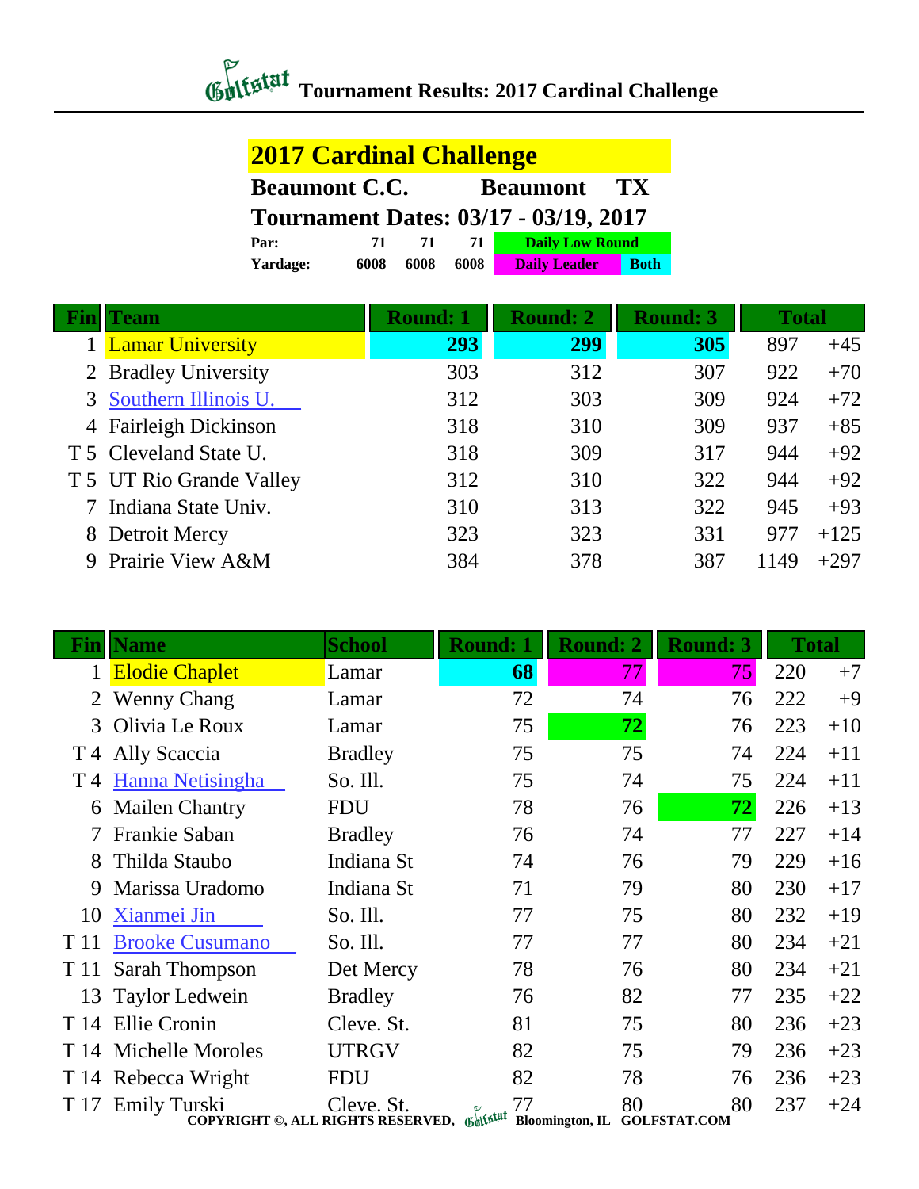# Tournament Results: 2017 Cardinal Challenge

## 2017 Cardinal Challenge

**Beaumont C.C.** **Beaumont** **TX**

**Tournament Dates: 03/17 - 03/19, 2017**

| | | | | | |
|---|---|---|---|---|---|
| **Par:** | 71 | 71 | 71 | Daily Low Round | |
| **Yardage:** | 6008 | 6008 | 6008 | Daily Leader | Both |

| Fin | Team | Round: 1 | Round: 2 | Round: 3 | Total | |
|---|---|---|---|---|---|---|
| 1 | Lamar University | **293** | **299** | **305** | 897 | +45 |
| 2 | Bradley University | 303 | 312 | 307 | 922 | +70 |
| 3 | Southern Illinois U. | 312 | 303 | 309 | 924 | +72 |
| 4 | Fairleigh Dickinson | 318 | 310 | 309 | 937 | +85 |
| T 5 | Cleveland State U. | 318 | 309 | 317 | 944 | +92 |
| T 5 | UT Rio Grande Valley | 312 | 310 | 322 | 944 | +92 |
| 7 | Indiana State Univ. | 310 | 313 | 322 | 945 | +93 |
| 8 | Detroit Mercy | 323 | 323 | 331 | 977 | +125 |
| 9 | Prairie View A&M | 384 | 378 | 387 | 1149 | +297 |

| Fin | Name | School | Round: 1 | Round: 2 | Round: 3 | Total | |
|---|---|---|---|---|---|---|---|
| 1 | Elodie Chaplet | Lamar | **68** | 77 | 75 | 220 | +7 |
| 2 | Wenny Chang | Lamar | 72 | 74 | 76 | 222 | +9 |
| 3 | Olivia Le Roux | Lamar | 75 | **72** | 76 | 223 | +10 |
| T 4 | Ally Scaccia | Bradley | 75 | 75 | 74 | 224 | +11 |
| T 4 | Hanna Netisingha | So. Ill. | 75 | 74 | 75 | 224 | +11 |
| 6 | Mailen Chantry | FDU | 78 | 76 | **72** | 226 | +13 |
| 7 | Frankie Saban | Bradley | 76 | 74 | 77 | 227 | +14 |
| 8 | Thilda Staubo | Indiana St | 74 | 76 | 79 | 229 | +16 |
| 9 | Marissa Uradomo | Indiana St | 71 | 79 | 80 | 230 | +17 |
| 10 | Xianmei Jin | So. Ill. | 77 | 75 | 80 | 232 | +19 |
| T 11 | Brooke Cusumano | So. Ill. | 77 | 77 | 80 | 234 | +21 |
| T 11 | Sarah Thompson | Det Mercy | 78 | 76 | 80 | 234 | +21 |
| 13 | Taylor Ledwein | Bradley | 76 | 82 | 77 | 235 | +22 |
| T 14 | Ellie Cronin | Cleve. St. | 81 | 75 | 80 | 236 | +23 |
| T 14 | Michelle Moroles | UTRGV | 82 | 75 | 79 | 236 | +23 |
| T 14 | Rebecca Wright | FDU | 82 | 78 | 76 | 236 | +23 |
| T 17 | Emily Turski | Cleve. St. | 77 | 80 | 80 | 237 | +24 |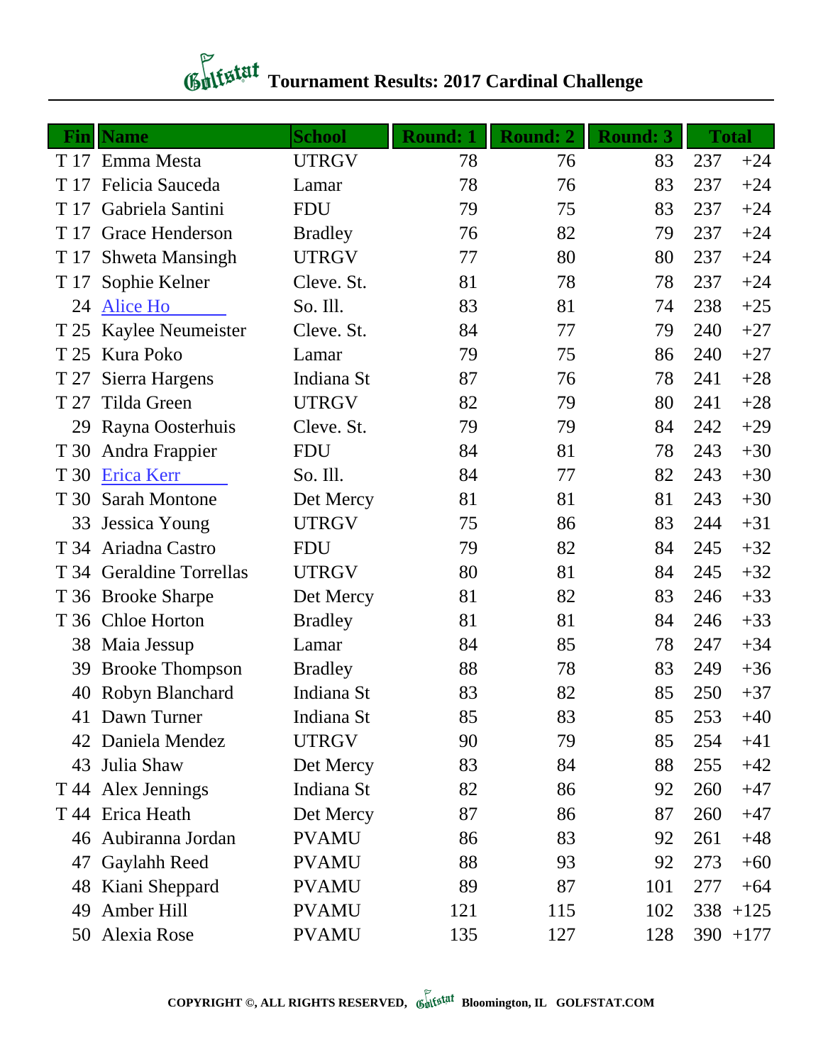# Tournament Results: 2017 Cardinal Challenge

| Fin | Name | School | Round: 1 | Round: 2 | Round: 3 | Total | |
|---|---|---|---|---|---|---|---|
| T 17 | Emma Mesta | UTRGV | 78 | 76 | 83 | 237 | +24 |
| T 17 | Felicia Sauceda | Lamar | 78 | 76 | 83 | 237 | +24 |
| T 17 | Gabriela Santini | FDU | 79 | 75 | 83 | 237 | +24 |
| T 17 | Grace Henderson | Bradley | 76 | 82 | 79 | 237 | +24 |
| T 17 | Shweta Mansingh | UTRGV | 77 | 80 | 80 | 237 | +24 |
| T 17 | Sophie Kelner | Cleve. St. | 81 | 78 | 78 | 237 | +24 |
| 24 | Alice Ho | So. Ill. | 83 | 81 | 74 | 238 | +25 |
| T 25 | Kaylee Neumeister | Cleve. St. | 84 | 77 | 79 | 240 | +27 |
| T 25 | Kura Poko | Lamar | 79 | 75 | 86 | 240 | +27 |
| T 27 | Sierra Hargens | Indiana St | 87 | 76 | 78 | 241 | +28 |
| T 27 | Tilda Green | UTRGV | 82 | 79 | 80 | 241 | +28 |
| 29 | Rayna Oosterhuis | Cleve. St. | 79 | 79 | 84 | 242 | +29 |
| T 30 | Andra Frappier | FDU | 84 | 81 | 78 | 243 | +30 |
| T 30 | Erica Kerr | So. Ill. | 84 | 77 | 82 | 243 | +30 |
| T 30 | Sarah Montone | Det Mercy | 81 | 81 | 81 | 243 | +30 |
| 33 | Jessica Young | UTRGV | 75 | 86 | 83 | 244 | +31 |
| T 34 | Ariadna Castro | FDU | 79 | 82 | 84 | 245 | +32 |
| T 34 | Geraldine Torrellas | UTRGV | 80 | 81 | 84 | 245 | +32 |
| T 36 | Brooke Sharpe | Det Mercy | 81 | 82 | 83 | 246 | +33 |
| T 36 | Chloe Horton | Bradley | 81 | 81 | 84 | 246 | +33 |
| 38 | Maia Jessup | Lamar | 84 | 85 | 78 | 247 | +34 |
| 39 | Brooke Thompson | Bradley | 88 | 78 | 83 | 249 | +36 |
| 40 | Robyn Blanchard | Indiana St | 83 | 82 | 85 | 250 | +37 |
| 41 | Dawn Turner | Indiana St | 85 | 83 | 85 | 253 | +40 |
| 42 | Daniela Mendez | UTRGV | 90 | 79 | 85 | 254 | +41 |
| 43 | Julia Shaw | Det Mercy | 83 | 84 | 88 | 255 | +42 |
| T 44 | Alex Jennings | Indiana St | 82 | 86 | 92 | 260 | +47 |
| T 44 | Erica Heath | Det Mercy | 87 | 86 | 87 | 260 | +47 |
| 46 | Aubiranna Jordan | PVAMU | 86 | 83 | 92 | 261 | +48 |
| 47 | Gaylahh Reed | PVAMU | 88 | 93 | 92 | 273 | +60 |
| 48 | Kiani Sheppard | PVAMU | 89 | 87 | 101 | 277 | +64 |
| 49 | Amber Hill | PVAMU | 121 | 115 | 102 | 338 | +125 |
| 50 | Alexia Rose | PVAMU | 135 | 127 | 128 | 390 | +177 |

**COPYRIGHT ©, ALL RIGHTS RESERVED, Golfstat Bloomington, IL GOLFSTAT.COM**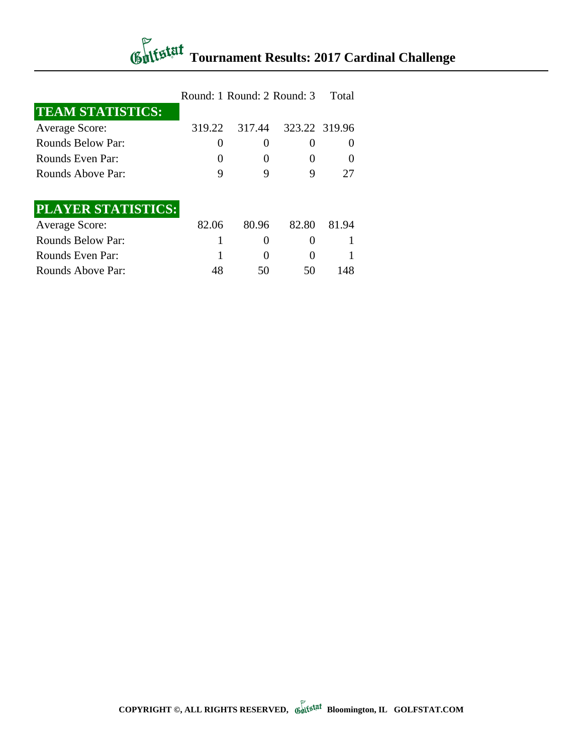# Golfstat Tournament Results: 2017 Cardinal Challenge

| | Round: 1 | Round: 2 | Round: 3 | Total |
|---|---|---|---|---|
| **TEAM STATISTICS:** | | | | |
| Average Score: | 319.22 | 317.44 | 323.22 | 319.96 |
| Rounds Below Par: | 0 | 0 | 0 | 0 |
| Rounds Even Par: | 0 | 0 | 0 | 0 |
| Rounds Above Par: | 9 | 9 | 9 | 27 |
| **PLAYER STATISTICS:** | | | | |
| Average Score: | 82.06 | 80.96 | 82.80 | 81.94 |
| Rounds Below Par: | 1 | 0 | 0 | 1 |
| Rounds Even Par: | 1 | 0 | 0 | 1 |
| Rounds Above Par: | 48 | 50 | 50 | 148 |

**COPYRIGHT ©, ALL RIGHTS RESERVED, Golfstat Bloomington, IL GOLFSTAT.COM**